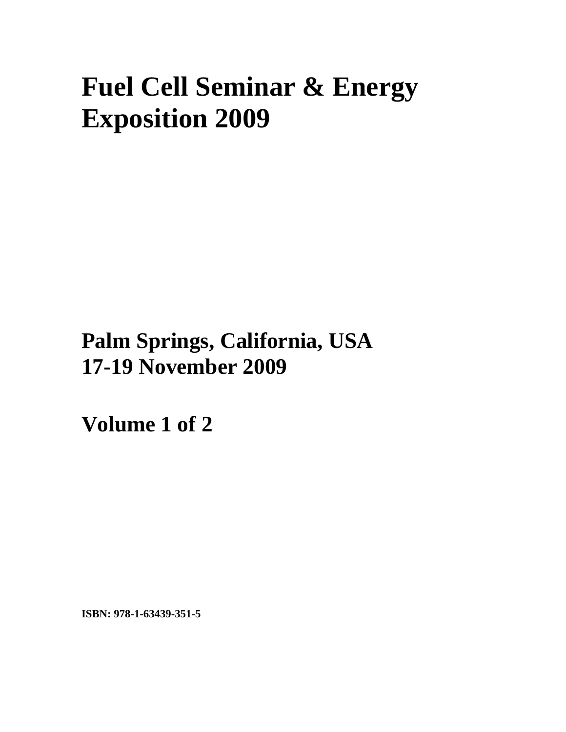# Fuel Cell Seminar & Energy Exposition 2009

## Palm Springs, California, USA
## 17-19 November 2009

## Volume 1 of 2

**ISBN: 978-1-63439-351-5**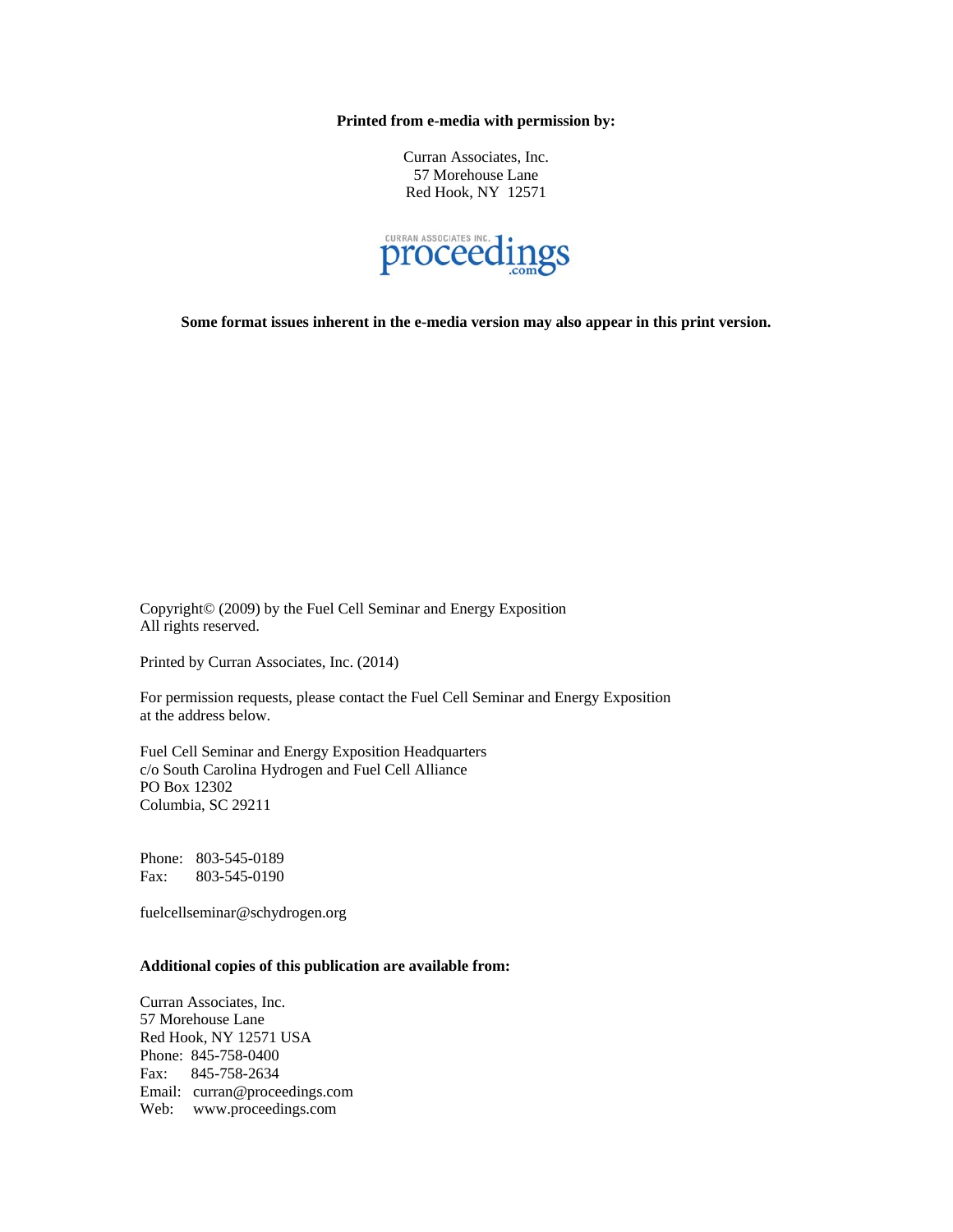**Printed from e-media with permission by:**

Curran Associates, Inc.
57 Morehouse Lane
Red Hook, NY 12571

**Some format issues inherent in the e-media version may also appear in this print version.**

Copyright© (2009) by the Fuel Cell Seminar and Energy Exposition
All rights reserved.

Printed by Curran Associates, Inc. (2014)

For permission requests, please contact the Fuel Cell Seminar and Energy Exposition at the address below.

Fuel Cell Seminar and Energy Exposition Headquarters
c/o South Carolina Hydrogen and Fuel Cell Alliance
PO Box 12302
Columbia, SC 29211

Phone: 803-545-0189
Fax: 803-545-0190

fuelcellseminar@schydrogen.org

**Additional copies of this publication are available from:**

Curran Associates, Inc.
57 Morehouse Lane
Red Hook, NY 12571 USA
Phone: 845-758-0400
Fax: 845-758-2634
Email: curran@proceedings.com
Web: www.proceedings.com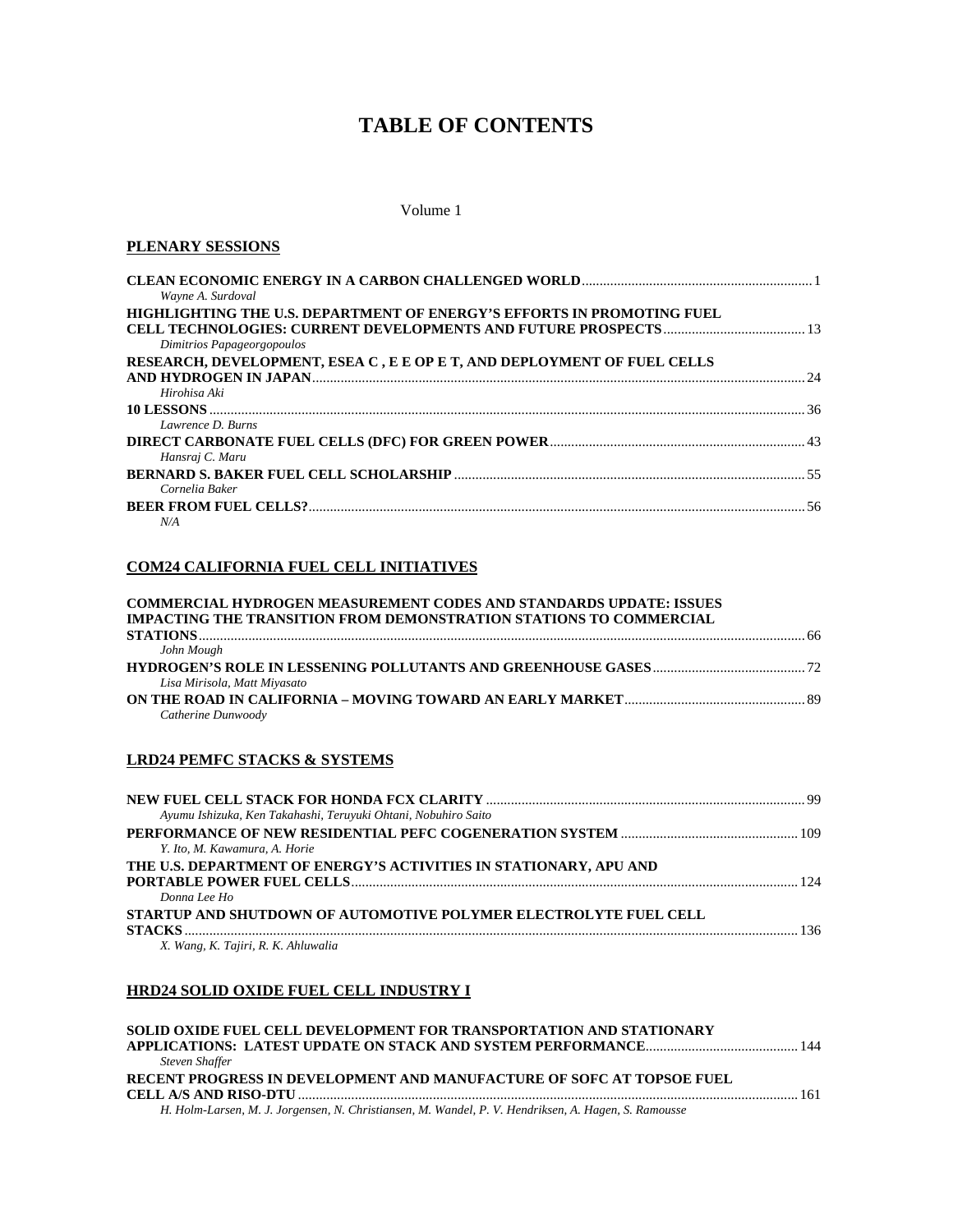# TABLE OF CONTENTS

Volume 1

## PLENARY SESSIONS

**CLEAN ECONOMIC ENERGY IN A CARBON CHALLENGED WORLD** ........ 1
*Wayne A. Surdoval*

**HIGHLIGHTING THE U.S. DEPARTMENT OF ENERGY'S EFFORTS IN PROMOTING FUEL CELL TECHNOLOGIES: CURRENT DEVELOPMENTS AND FUTURE PROSPECTS** ........ 13
*Dimitrios Papageorgopoulos*

**RESEARCH, DEVELOPMENT, ESEA C , E E OP E T, AND DEPLOYMENT OF FUEL CELLS AND HYDROGEN IN JAPAN** ........ 24
*Hirohisa Aki*

**10 LESSONS** ........ 36
*Lawrence D. Burns*

**DIRECT CARBONATE FUEL CELLS (DFC) FOR GREEN POWER** ........ 43
*Hansraj C. Maru*

**BERNARD S. BAKER FUEL CELL SCHOLARSHIP** ........ 55
*Cornelia Baker*

**BEER FROM FUEL CELLS?** ........ 56
*N/A*

## COM24 CALIFORNIA FUEL CELL INITIATIVES

**COMMERCIAL HYDROGEN MEASUREMENT CODES AND STANDARDS UPDATE: ISSUES IMPACTING THE TRANSITION FROM DEMONSTRATION STATIONS TO COMMERCIAL STATIONS** ........ 66
*John Mough*

**HYDROGEN'S ROLE IN LESSENING POLLUTANTS AND GREENHOUSE GASES** ........ 72
*Lisa Mirisola, Matt Miyasato*

**ON THE ROAD IN CALIFORNIA – MOVING TOWARD AN EARLY MARKET** ........ 89
*Catherine Dunwoody*

## LRD24 PEMFC STACKS & SYSTEMS

**NEW FUEL CELL STACK FOR HONDA FCX CLARITY** ........ 99
*Ayumu Ishizuka, Ken Takahashi, Teruyuki Ohtani, Nobuhiro Saito*

**PERFORMANCE OF NEW RESIDENTIAL PEFC COGENERATION SYSTEM** ........ 109
*Y. Ito, M. Kawamura, A. Horie*

**THE U.S. DEPARTMENT OF ENERGY'S ACTIVITIES IN STATIONARY, APU AND PORTABLE POWER FUEL CELLS** ........ 124
*Donna Lee Ho*

**STARTUP AND SHUTDOWN OF AUTOMOTIVE POLYMER ELECTROLYTE FUEL CELL STACKS** ........ 136
*X. Wang, K. Tajiri, R. K. Ahluwalia*

## HRD24 SOLID OXIDE FUEL CELL INDUSTRY I

**SOLID OXIDE FUEL CELL DEVELOPMENT FOR TRANSPORTATION AND STATIONARY APPLICATIONS: LATEST UPDATE ON STACK AND SYSTEM PERFORMANCE** ........ 144
*Steven Shaffer*

**RECENT PROGRESS IN DEVELOPMENT AND MANUFACTURE OF SOFC AT TOPSOE FUEL CELL A/S AND RISO-DTU** ........ 161
*H. Holm-Larsen, M. J. Jorgensen, N. Christiansen, M. Wandel, P. V. Hendriksen, A. Hagen, S. Ramousse*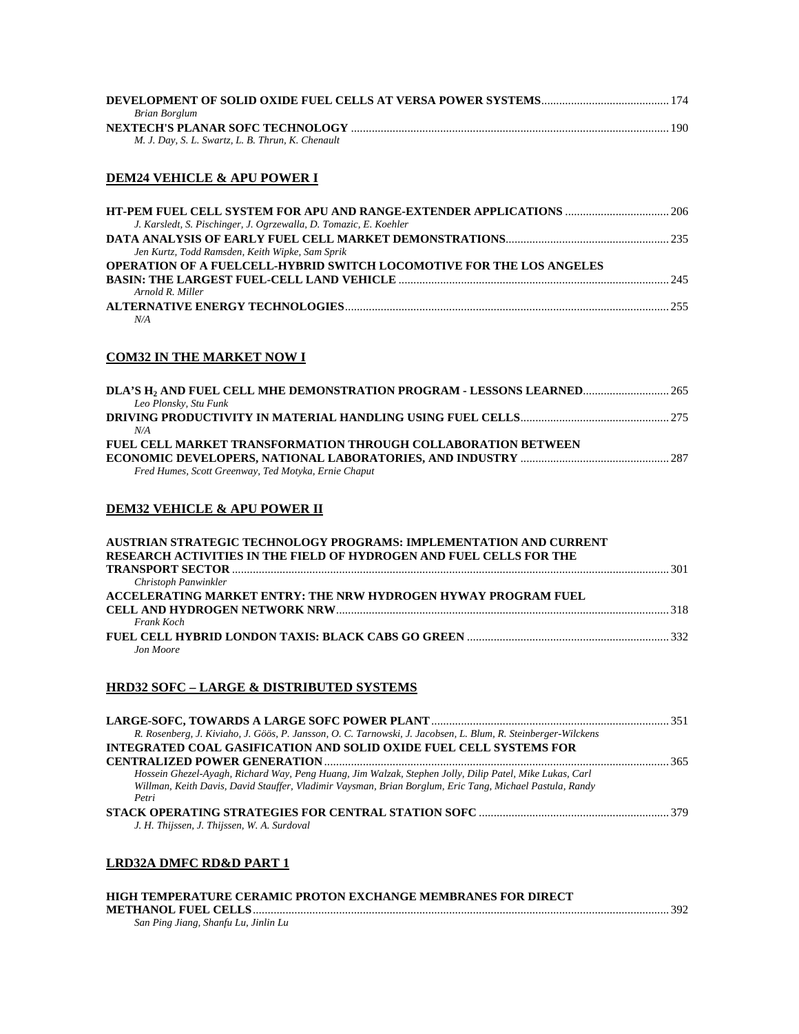**DEVELOPMENT OF SOLID OXIDE FUEL CELLS AT VERSA POWER SYSTEMS** .......... 174
*Brian Borglum*

**NEXTECH'S PLANAR SOFC TECHNOLOGY** .......... 190
*M. J. Day, S. L. Swartz, L. B. Thrun, K. Chenault*

## DEM24 VEHICLE & APU POWER I

**HT-PEM FUEL CELL SYSTEM FOR APU AND RANGE-EXTENDER APPLICATIONS** .......... 206
*J. Karsledt, S. Pischinger, J. Ogrzewalla, D. Tomazic, E. Koehler*

**DATA ANALYSIS OF EARLY FUEL CELL MARKET DEMONSTRATIONS** .......... 235
*Jen Kurtz, Todd Ramsden, Keith Wipke, Sam Sprik*

**OPERATION OF A FUELCELL-HYBRID SWITCH LOCOMOTIVE FOR THE LOS ANGELES BASIN: THE LARGEST FUEL-CELL LAND VEHICLE** .......... 245
*Arnold R. Miller*

**ALTERNATIVE ENERGY TECHNOLOGIES** .......... 255
*N/A*

## COM32 IN THE MARKET NOW I

**DLA'S $H_2$ AND FUEL CELL MHE DEMONSTRATION PROGRAM - LESSONS LEARNED** .......... 265
*Leo Plonsky, Stu Funk*

**DRIVING PRODUCTIVITY IN MATERIAL HANDLING USING FUEL CELLS** .......... 275
*N/A*

**FUEL CELL MARKET TRANSFORMATION THROUGH COLLABORATION BETWEEN ECONOMIC DEVELOPERS, NATIONAL LABORATORIES, AND INDUSTRY** .......... 287
*Fred Humes, Scott Greenway, Ted Motyka, Ernie Chaput*

## DEM32 VEHICLE & APU POWER II

**AUSTRIAN STRATEGIC TECHNOLOGY PROGRAMS: IMPLEMENTATION AND CURRENT RESEARCH ACTIVITIES IN THE FIELD OF HYDROGEN AND FUEL CELLS FOR THE TRANSPORT SECTOR** .......... 301
*Christoph Panwinkler*

**ACCELERATING MARKET ENTRY: THE NRW HYDROGEN HYWAY PROGRAM FUEL CELL AND HYDROGEN NETWORK NRW** .......... 318
*Frank Koch*

**FUEL CELL HYBRID LONDON TAXIS: BLACK CABS GO GREEN** .......... 332
*Jon Moore*

## HRD32 SOFC – LARGE & DISTRIBUTED SYSTEMS

**LARGE-SOFC, TOWARDS A LARGE SOFC POWER PLANT** .......... 351
*R. Rosenberg, J. Kiviaho, J. Göös, P. Jansson, O. C. Tarnowski, J. Jacobsen, L. Blum, R. Steinberger-Wilckens*

**INTEGRATED COAL GASIFICATION AND SOLID OXIDE FUEL CELL SYSTEMS FOR CENTRALIZED POWER GENERATION** .......... 365
*Hossein Ghezel-Ayagh, Richard Way, Peng Huang, Jim Walzak, Stephen Jolly, Dilip Patel, Mike Lukas, Carl Willman, Keith Davis, David Stauffer, Vladimir Vaysman, Brian Borglum, Eric Tang, Michael Pastula, Randy Petri*

**STACK OPERATING STRATEGIES FOR CENTRAL STATION SOFC** .......... 379
*J. H. Thijssen, J. Thijssen, W. A. Surdoval*

## LRD32A DMFC RD&D PART 1

**HIGH TEMPERATURE CERAMIC PROTON EXCHANGE MEMBRANES FOR DIRECT METHANOL FUEL CELLS** .......... 392
*San Ping Jiang, Shanfu Lu, Jinlin Lu*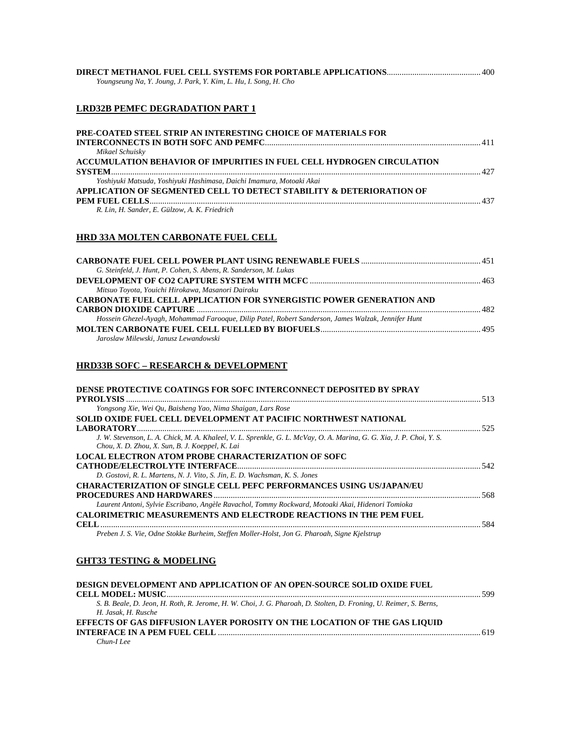**DIRECT METHANOL FUEL CELL SYSTEMS FOR PORTABLE APPLICATIONS** ........................................... 400
*Youngseung Na, Y. Joung, J. Park, Y. Kim, L. Hu, I. Song, H. Cho*

## LRD32B PEMFC DEGRADATION PART 1

**PRE-COATED STEEL STRIP AN INTERESTING CHOICE OF MATERIALS FOR INTERCONNECTS IN BOTH SOFC AND PEMFC** ........................................... 411
*Mikael Schuisky*

**ACCUMULATION BEHAVIOR OF IMPURITIES IN FUEL CELL HYDROGEN CIRCULATION SYSTEM** ........................................... 427
*Yoshiyuki Matsuda, Yoshiyuki Hashimasa, Daichi Imamura, Motoaki Akai*

**APPLICATION OF SEGMENTED CELL TO DETECT STABILITY & DETERIORATION OF PEM FUEL CELLS** ........................................... 437
*R. Lin, H. Sander, E. Gülzow, A. K. Friedrich*

## HRD 33A MOLTEN CARBONATE FUEL CELL

**CARBONATE FUEL CELL POWER PLANT USING RENEWABLE FUELS** ........................................... 451
*G. Steinfeld, J. Hunt, P. Cohen, S. Abens, R. Sanderson, M. Lukas*

**DEVELOPMENT OF CO2 CAPTURE SYSTEM WITH MCFC** ........................................... 463
*Mitsuo Toyota, Youichi Hirokawa, Masanori Dairaku*

**CARBONATE FUEL CELL APPLICATION FOR SYNERGISTIC POWER GENERATION AND CARBON DIOXIDE CAPTURE** ........................................... 482
*Hossein Ghezel-Ayagh, Mohammad Farooque, Dilip Patel, Robert Sanderson, James Walzak, Jennifer Hunt*

**MOLTEN CARBONATE FUEL CELL FUELLED BY BIOFUELS** ........................................... 495
*Jaroslaw Milewski, Janusz Lewandowski*

## HRD33B SOFC – RESEARCH & DEVELOPMENT

**DENSE PROTECTIVE COATINGS FOR SOFC INTERCONNECT DEPOSITED BY SPRAY PYROLYSIS** ........................................... 513
*Yongsong Xie, Wei Qu, Baisheng Yao, Nima Shaigan, Lars Rose*

**SOLID OXIDE FUEL CELL DEVELOPMENT AT PACIFIC NORTHWEST NATIONAL LABORATORY** ........................................... 525
*J. W. Stevenson, L. A. Chick, M. A. Khaleel, V. L. Sprenkle, G. L. McVay, O. A. Marina, G. G. Xia, J. P. Choi, Y. S. Chou, X. D. Zhou, X. Sun, B. J. Koeppel, K. Lai*

**LOCAL ELECTRON ATOM PROBE CHARACTERIZATION OF SOFC CATHODE/ELECTROLYTE INTERFACE** ........................................... 542
*D. Gostovi, R. L. Martens, N. J. Vito, S. Jin, E. D. Wachsman, K. S. Jones*

**CHARACTERIZATION OF SINGLE CELL PEFC PERFORMANCES USING US/JAPAN/EU PROCEDURES AND HARDWARES** ........................................... 568
*Laurent Antoni, Sylvie Escribano, Angèle Ravachol, Tommy Rockward, Motoaki Akai, Hidenori Tomioka*

**CALORIMETRIC MEASUREMENTS AND ELECTRODE REACTIONS IN THE PEM FUEL CELL** ........................................... 584
*Preben J. S. Vie, Odne Stokke Burheim, Steffen Moller-Holst, Jon G. Pharoah, Signe Kjelstrup*

## GHT33 TESTING & MODELING

**DESIGN DEVELOPMENT AND APPLICATION OF AN OPEN-SOURCE SOLID OXIDE FUEL CELL MODEL: MUSIC** ........................................... 599
*S. B. Beale, D. Jeon, H. Roth, R. Jerome, H. W. Choi, J. G. Pharoah, D. Stolten, D. Froning, U. Reimer, S. Berns, H. Jasak, H. Rusche*

**EFFECTS OF GAS DIFFUSION LAYER POROSITY ON THE LOCATION OF THE GAS LIQUID INTERFACE IN A PEM FUEL CELL** ........................................... 619
*Chun-I Lee*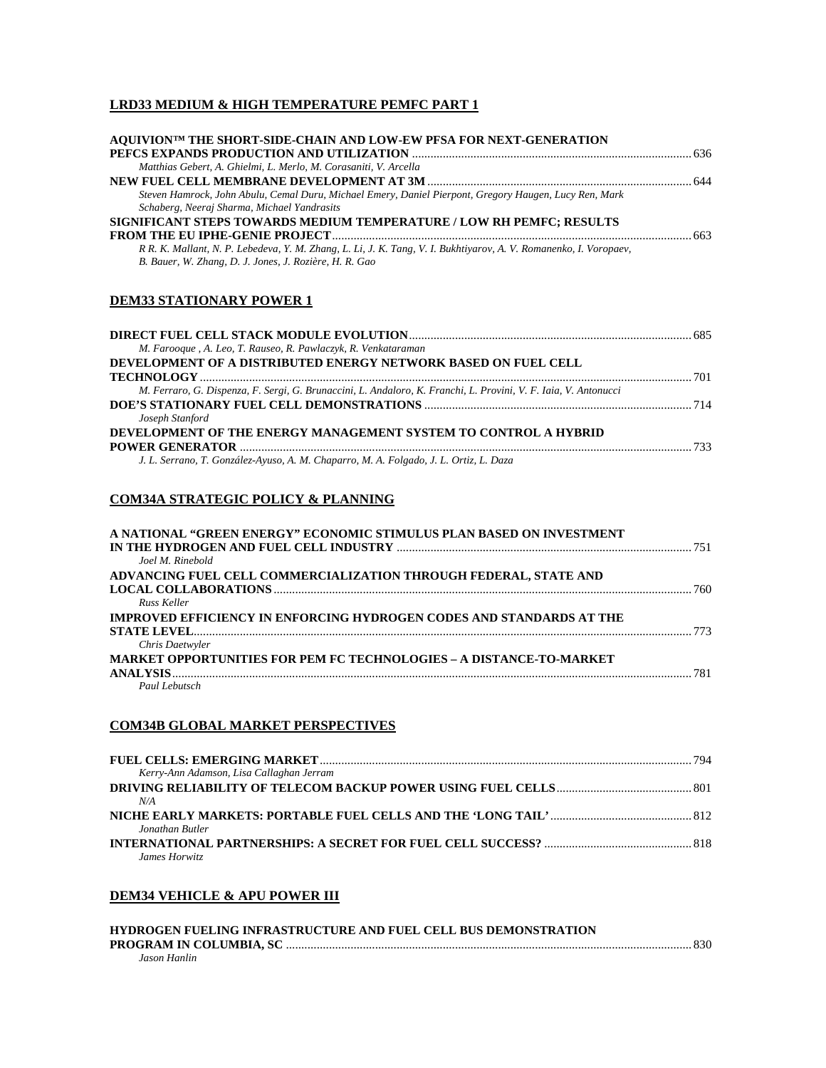## LRD33 MEDIUM & HIGH TEMPERATURE PEMFC PART 1

**AQUIVION™ THE SHORT-SIDE-CHAIN AND LOW-EW PFSA FOR NEXT-GENERATION PEFCS EXPANDS PRODUCTION AND UTILIZATION** ............ 636
*Matthias Gebert, A. Ghielmi, L. Merlo, M. Corasaniti, V. Arcella*

**NEW FUEL CELL MEMBRANE DEVELOPMENT AT 3M** ............ 644
*Steven Hamrock, John Abulu, Cemal Duru, Michael Emery, Daniel Pierpont, Gregory Haugen, Lucy Ren, Mark Schaberg, Neeraj Sharma, Michael Yandrasits*

**SIGNIFICANT STEPS TOWARDS MEDIUM TEMPERATURE / LOW RH PEMFC; RESULTS FROM THE EU IPHE-GENIE PROJECT** ............ 663
*R R. K. Mallant, N. P. Lebedeva, Y. M. Zhang, L. Li, J. K. Tang, V. I. Bukhtiyarov, A. V. Romanenko, I. Voropaev, B. Bauer, W. Zhang, D. J. Jones, J. Rozière, H. R. Gao*

## DEM33 STATIONARY POWER 1

**DIRECT FUEL CELL STACK MODULE EVOLUTION** ............ 685
*M. Farooque , A. Leo, T. Rauseo, R. Pawlaczyk, R. Venkataraman*

**DEVELOPMENT OF A DISTRIBUTED ENERGY NETWORK BASED ON FUEL CELL TECHNOLOGY** ............ 701
*M. Ferraro, G. Dispenza, F. Sergi, G. Brunaccini, L. Andaloro, K. Franchi, L. Provini, V. F. Iaia, V. Antonucci*

**DOE'S STATIONARY FUEL CELL DEMONSTRATIONS** ............ 714
*Joseph Stanford*

**DEVELOPMENT OF THE ENERGY MANAGEMENT SYSTEM TO CONTROL A HYBRID POWER GENERATOR** ............ 733
*J. L. Serrano, T. González-Ayuso, A. M. Chaparro, M. A. Folgado, J. L. Ortiz, L. Daza*

## COM34A STRATEGIC POLICY & PLANNING

**A NATIONAL "GREEN ENERGY" ECONOMIC STIMULUS PLAN BASED ON INVESTMENT IN THE HYDROGEN AND FUEL CELL INDUSTRY** ............ 751
*Joel M. Rinebold*

**ADVANCING FUEL CELL COMMERCIALIZATION THROUGH FEDERAL, STATE AND LOCAL COLLABORATIONS** ............ 760
*Russ Keller*

**IMPROVED EFFICIENCY IN ENFORCING HYDROGEN CODES AND STANDARDS AT THE STATE LEVEL** ............ 773
*Chris Daetwyler*

**MARKET OPPORTUNITIES FOR PEM FC TECHNOLOGIES – A DISTANCE-TO-MARKET ANALYSIS** ............ 781
*Paul Lebutsch*

## COM34B GLOBAL MARKET PERSPECTIVES

**FUEL CELLS: EMERGING MARKET** ............ 794
*Kerry-Ann Adamson, Lisa Callaghan Jerram*

**DRIVING RELIABILITY OF TELECOM BACKUP POWER USING FUEL CELLS** ............ 801
*N/A*

**NICHE EARLY MARKETS: PORTABLE FUEL CELLS AND THE 'LONG TAIL'** ............ 812
*Jonathan Butler*

**INTERNATIONAL PARTNERSHIPS: A SECRET FOR FUEL CELL SUCCESS?** ............ 818
*James Horwitz*

## DEM34 VEHICLE & APU POWER III

**HYDROGEN FUELING INFRASTRUCTURE AND FUEL CELL BUS DEMONSTRATION PROGRAM IN COLUMBIA, SC** ............ 830
*Jason Hanlin*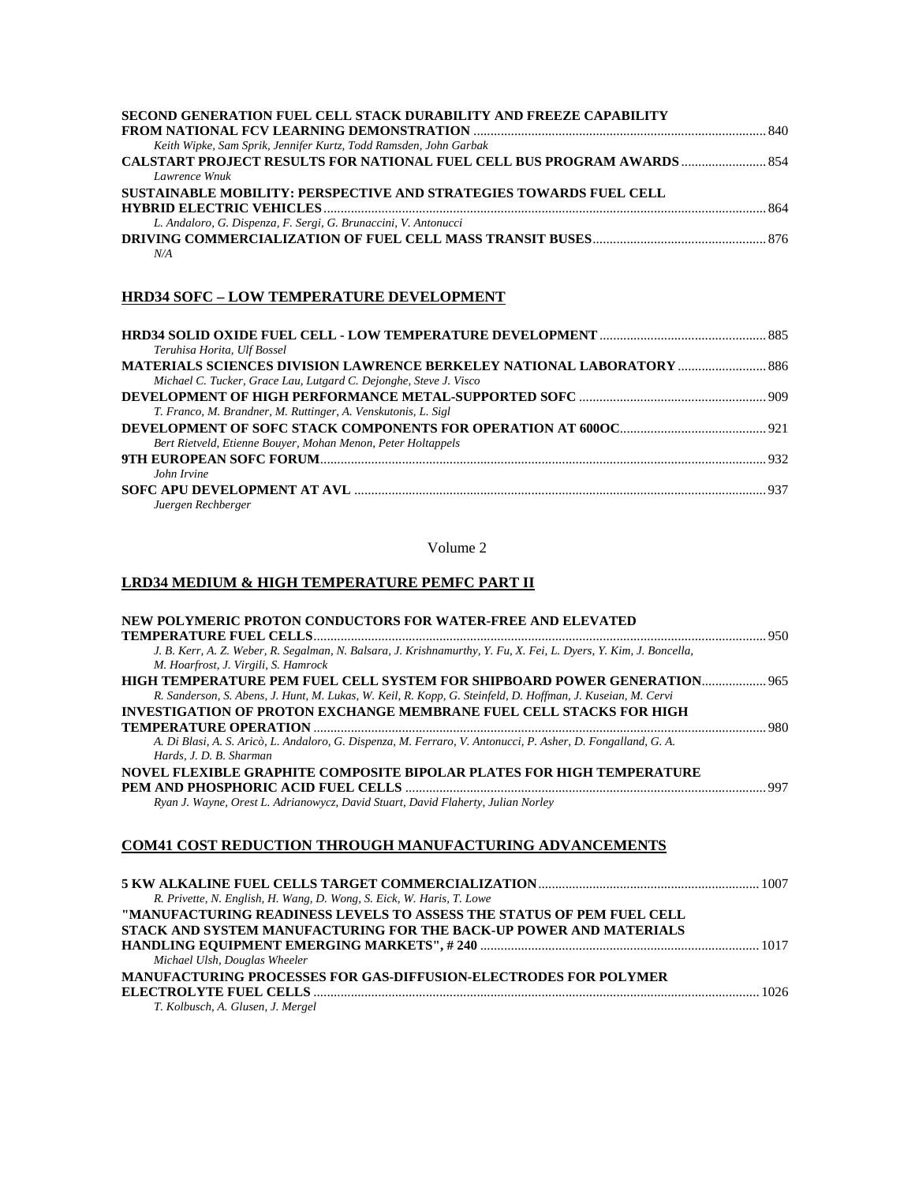**SECOND GENERATION FUEL CELL STACK DURABILITY AND FREEZE CAPABILITY FROM NATIONAL FCV LEARNING DEMONSTRATION** ..... 840
*Keith Wipke, Sam Sprik, Jennifer Kurtz, Todd Ramsden, John Garbak*

**CALSTART PROJECT RESULTS FOR NATIONAL FUEL CELL BUS PROGRAM AWARDS** ..... 854
*Lawrence Wnuk*

**SUSTAINABLE MOBILITY: PERSPECTIVE AND STRATEGIES TOWARDS FUEL CELL HYBRID ELECTRIC VEHICLES** ..... 864
*L. Andaloro, G. Dispenza, F. Sergi, G. Brunaccini, V. Antonucci*

**DRIVING COMMERCIALIZATION OF FUEL CELL MASS TRANSIT BUSES** ..... 876
*N/A*

## HRD34 SOFC – LOW TEMPERATURE DEVELOPMENT

**HRD34 SOLID OXIDE FUEL CELL - LOW TEMPERATURE DEVELOPMENT** ..... 885
*Teruhisa Horita, Ulf Bossel*

**MATERIALS SCIENCES DIVISION LAWRENCE BERKELEY NATIONAL LABORATORY** ..... 886
*Michael C. Tucker, Grace Lau, Lutgard C. Dejonghe, Steve J. Visco*

**DEVELOPMENT OF HIGH PERFORMANCE METAL-SUPPORTED SOFC** ..... 909
*T. Franco, M. Brandner, M. Ruttinger, A. Venskutonis, L. Sigl*

**DEVELOPMENT OF SOFC STACK COMPONENTS FOR OPERATION AT 600OC** ..... 921
*Bert Rietveld, Etienne Bouyer, Mohan Menon, Peter Holtappels*

**9TH EUROPEAN SOFC FORUM** ..... 932
*John Irvine*

**SOFC APU DEVELOPMENT AT AVL** ..... 937
*Juergen Rechberger*

Volume 2

## LRD34 MEDIUM & HIGH TEMPERATURE PEMFC PART II

**NEW POLYMERIC PROTON CONDUCTORS FOR WATER-FREE AND ELEVATED TEMPERATURE FUEL CELLS** ..... 950
*J. B. Kerr, A. Z. Weber, R. Segalman, N. Balsara, J. Krishnamurthy, Y. Fu, X. Fei, L. Dyers, Y. Kim, J. Boncella, M. Hoarfrost, J. Virgili, S. Hamrock*

**HIGH TEMPERATURE PEM FUEL CELL SYSTEM FOR SHIPBOARD POWER GENERATION** ..... 965
*R. Sanderson, S. Abens, J. Hunt, M. Lukas, W. Keil, R. Kopp, G. Steinfeld, D. Hoffman, J. Kuseian, M. Cervi*

**INVESTIGATION OF PROTON EXCHANGE MEMBRANE FUEL CELL STACKS FOR HIGH TEMPERATURE OPERATION** ..... 980
*A. Di Blasi, A. S. Aricò, L. Andaloro, G. Dispenza, M. Ferraro, V. Antonucci, P. Asher, D. Fongalland, G. A. Hards, J. D. B. Sharman*

**NOVEL FLEXIBLE GRAPHITE COMPOSITE BIPOLAR PLATES FOR HIGH TEMPERATURE PEM AND PHOSPHORIC ACID FUEL CELLS** ..... 997
*Ryan J. Wayne, Orest L. Adrianowycz, David Stuart, David Flaherty, Julian Norley*

## COM41 COST REDUCTION THROUGH MANUFACTURING ADVANCEMENTS

**5 KW ALKALINE FUEL CELLS TARGET COMMERCIALIZATION** ..... 1007
*R. Privette, N. English, H. Wang, D. Wong, S. Eick, W. Haris, T. Lowe*

**"MANUFACTURING READINESS LEVELS TO ASSESS THE STATUS OF PEM FUEL CELL STACK AND SYSTEM MANUFACTURING FOR THE BACK-UP POWER AND MATERIALS HANDLING EQUIPMENT EMERGING MARKETS", # 240** ..... 1017
*Michael Ulsh, Douglas Wheeler*

**MANUFACTURING PROCESSES FOR GAS-DIFFUSION-ELECTRODES FOR POLYMER ELECTROLYTE FUEL CELLS** ..... 1026
*T. Kolbusch, A. Glusen, J. Mergel*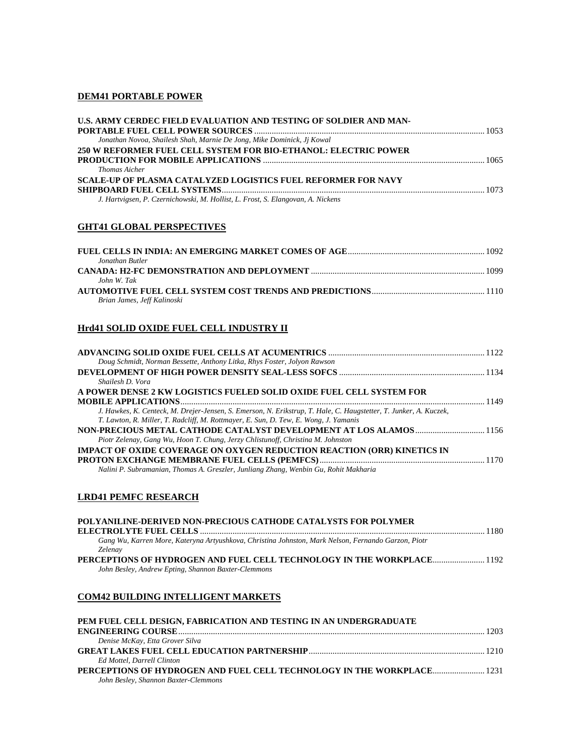## DEM41 PORTABLE POWER

**U.S. ARMY CERDEC FIELD EVALUATION AND TESTING OF SOLDIER AND MAN-PORTABLE FUEL CELL POWER SOURCES** ........ 1053
*Jonathan Novoa, Shailesh Shah, Marnie De Jong, Mike Dominick, Jj Kowal*

**250 W REFORMER FUEL CELL SYSTEM FOR BIO-ETHANOL: ELECTRIC POWER PRODUCTION FOR MOBILE APPLICATIONS** ........ 1065
*Thomas Aicher*

**SCALE-UP OF PLASMA CATALYZED LOGISTICS FUEL REFORMER FOR NAVY SHIPBOARD FUEL CELL SYSTEMS** ........ 1073
*J. Hartvigsen, P. Czernichowski, M. Hollist, L. Frost, S. Elangovan, A. Nickens*

## GHT41 GLOBAL PERSPECTIVES

**FUEL CELLS IN INDIA: AN EMERGING MARKET COMES OF AGE** ........ 1092
*Jonathan Butler*

**CANADA: H2-FC DEMONSTRATION AND DEPLOYMENT** ........ 1099
*John W. Tak*

**AUTOMOTIVE FUEL CELL SYSTEM COST TRENDS AND PREDICTIONS** ........ 1110
*Brian James, Jeff Kalinoski*

## Hrd41 SOLID OXIDE FUEL CELL INDUSTRY II

**ADVANCING SOLID OXIDE FUEL CELLS AT ACUMENTRICS** ........ 1122
*Doug Schmidt, Norman Bessette, Anthony Litka, Rhys Foster, Jolyon Rawson*

**DEVELOPMENT OF HIGH POWER DENSITY SEAL-LESS SOFCS** ........ 1134
*Shailesh D. Vora*

**A POWER DENSE 2 KW LOGISTICS FUELED SOLID OXIDE FUEL CELL SYSTEM FOR MOBILE APPLICATIONS** ........ 1149
*J. Hawkes, K. Centeck, M. Drejer-Jensen, S. Emerson, N. Erikstrup, T. Hale, C. Haugstetter, T. Junker, A. Kuczek, T. Lawton, R. Miller, T. Radcliff, M. Rottmayer, E. Sun, D. Tew, E. Wong, J. Yamanis*

**NON-PRECIOUS METAL CATHODE CATALYST DEVELOPMENT AT LOS ALAMOS** ........ 1156
*Piotr Zelenay, Gang Wu, Hoon T. Chung, Jerzy Chlistunoff, Christina M. Johnston*

**IMPACT OF OXIDE COVERAGE ON OXYGEN REDUCTION REACTION (ORR) KINETICS IN PROTON EXCHANGE MEMBRANE FUEL CELLS (PEMFCS)** ........ 1170
*Nalini P. Subramanian, Thomas A. Greszler, Junliang Zhang, Wenbin Gu, Rohit Makharia*

## LRD41 PEMFC RESEARCH

**POLYANILINE-DERIVED NON-PRECIOUS CATHODE CATALYSTS FOR POLYMER ELECTROLYTE FUEL CELLS** ........ 1180
*Gang Wu, Karren More, Kateryna Artyushkova, Christina Johnston, Mark Nelson, Fernando Garzon, Piotr Zelenay*

**PERCEPTIONS OF HYDROGEN AND FUEL CELL TECHNOLOGY IN THE WORKPLACE** ........ 1192
*John Besley, Andrew Epting, Shannon Baxter-Clemmons*

## COM42 BUILDING INTELLIGENT MARKETS

**PEM FUEL CELL DESIGN, FABRICATION AND TESTING IN AN UNDERGRADUATE ENGINEERING COURSE** ........ 1203
*Denise McKay, Etta Grover Silva*

**GREAT LAKES FUEL CELL EDUCATION PARTNERSHIP** ........ 1210
*Ed Mottel, Darrell Clinton*

**PERCEPTIONS OF HYDROGEN AND FUEL CELL TECHNOLOGY IN THE WORKPLACE** ........ 1231
*John Besley, Shannon Baxter-Clemmons*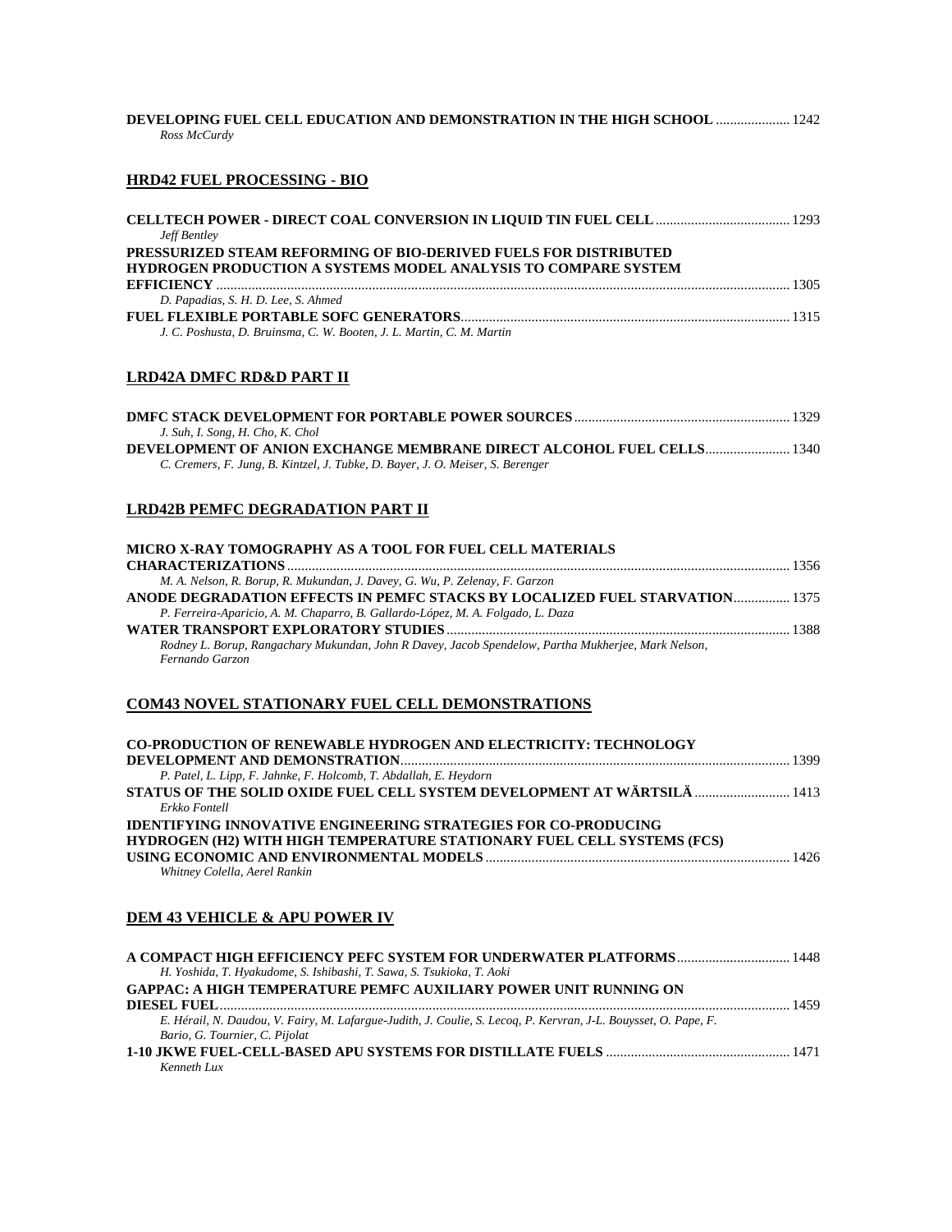**DEVELOPING FUEL CELL EDUCATION AND DEMONSTRATION IN THE HIGH SCHOOL** .................... 1242
*Ross McCurdy*

## HRD42 FUEL PROCESSING - BIO

**CELLTECH POWER - DIRECT COAL CONVERSION IN LIQUID TIN FUEL CELL** ..................................... 1293
*Jeff Bentley*

**PRESSURIZED STEAM REFORMING OF BIO-DERIVED FUELS FOR DISTRIBUTED HYDROGEN PRODUCTION A SYSTEMS MODEL ANALYSIS TO COMPARE SYSTEM EFFICIENCY** ................................................................................................................................................ 1305
*D. Papadias, S. H. D. Lee, S. Ahmed*

**FUEL FLEXIBLE PORTABLE SOFC GENERATORS**.......................................................................................... 1315
*J. C. Poshusta, D. Bruinsma, C. W. Booten, J. L. Martin, C. M. Martin*

## LRD42A DMFC RD&D PART II

**DMFC STACK DEVELOPMENT FOR PORTABLE POWER SOURCES**............................................................ 1329
*J. Suh, I. Song, H. Cho, K. Chol*

**DEVELOPMENT OF ANION EXCHANGE MEMBRANE DIRECT ALCOHOL FUEL CELLS**....................... 1340
*C. Cremers, F. Jung, B. Kintzel, J. Tubke, D. Bayer, J. O. Meiser, S. Berenger*

## LRD42B PEMFC DEGRADATION PART II

**MICRO X-RAY TOMOGRAPHY AS A TOOL FOR FUEL CELL MATERIALS CHARACTERIZATIONS**.......................................................................................................................................... 1356
*M. A. Nelson, R. Borup, R. Mukundan, J. Davey, G. Wu, P. Zelenay, F. Garzon*

**ANODE DEGRADATION EFFECTS IN PEMFC STACKS BY LOCALIZED FUEL STARVATION**................ 1375
*P. Ferreira-Aparicio, A. M. Chaparro, B. Gallardo-López, M. A. Folgado, L. Daza*

**WATER TRANSPORT EXPLORATORY STUDIES**................................................................................................ 1388
*Rodney L. Borup, Rangachary Mukundan, John R Davey, Jacob Spendelow, Partha Mukherjee, Mark Nelson, Fernando Garzon*

## COM43 NOVEL STATIONARY FUEL CELL DEMONSTRATIONS

**CO-PRODUCTION OF RENEWABLE HYDROGEN AND ELECTRICITY: TECHNOLOGY DEVELOPMENT AND DEMONSTRATION**............................................................................................................ 1399
*P. Patel, L. Lipp, F. Jahnke, F. Holcomb, T. Abdallah, E. Heydorn*

**STATUS OF THE SOLID OXIDE FUEL CELL SYSTEM DEVELOPMENT AT WÄRTSILÄ** .......................... 1413
*Erkko Fontell*

**IDENTIFYING INNOVATIVE ENGINEERING STRATEGIES FOR CO-PRODUCING HYDROGEN (H2) WITH HIGH TEMPERATURE STATIONARY FUEL CELL SYSTEMS (FCS) USING ECONOMIC AND ENVIRONMENTAL MODELS** ..................................................................................... 1426
*Whitney Colella, Aerel Rankin*

## DEM 43 VEHICLE & APU POWER IV

**A COMPACT HIGH EFFICIENCY PEFC SYSTEM FOR UNDERWATER PLATFORMS**............................... 1448
*H. Yoshida, T. Hyakudome, S. Ishibashi, T. Sawa, S. Tsukioka, T. Aoki*

**GAPPAC: A HIGH TEMPERATURE PEMFC AUXILIARY POWER UNIT RUNNING ON DIESEL FUEL**.............................................................................................................................................................. 1459
*E. Hérail, N. Daudou, V. Fairy, M. Lafargue-Judith, J. Coulie, S. Lecoq, P. Kervran, J-L. Bouysset, O. Pape, F. Bario, G. Tournier, C. Pijolat*

**1-10 JKWE FUEL-CELL-BASED APU SYSTEMS FOR DISTILLATE FUELS** .................................................. 1471
*Kenneth Lux*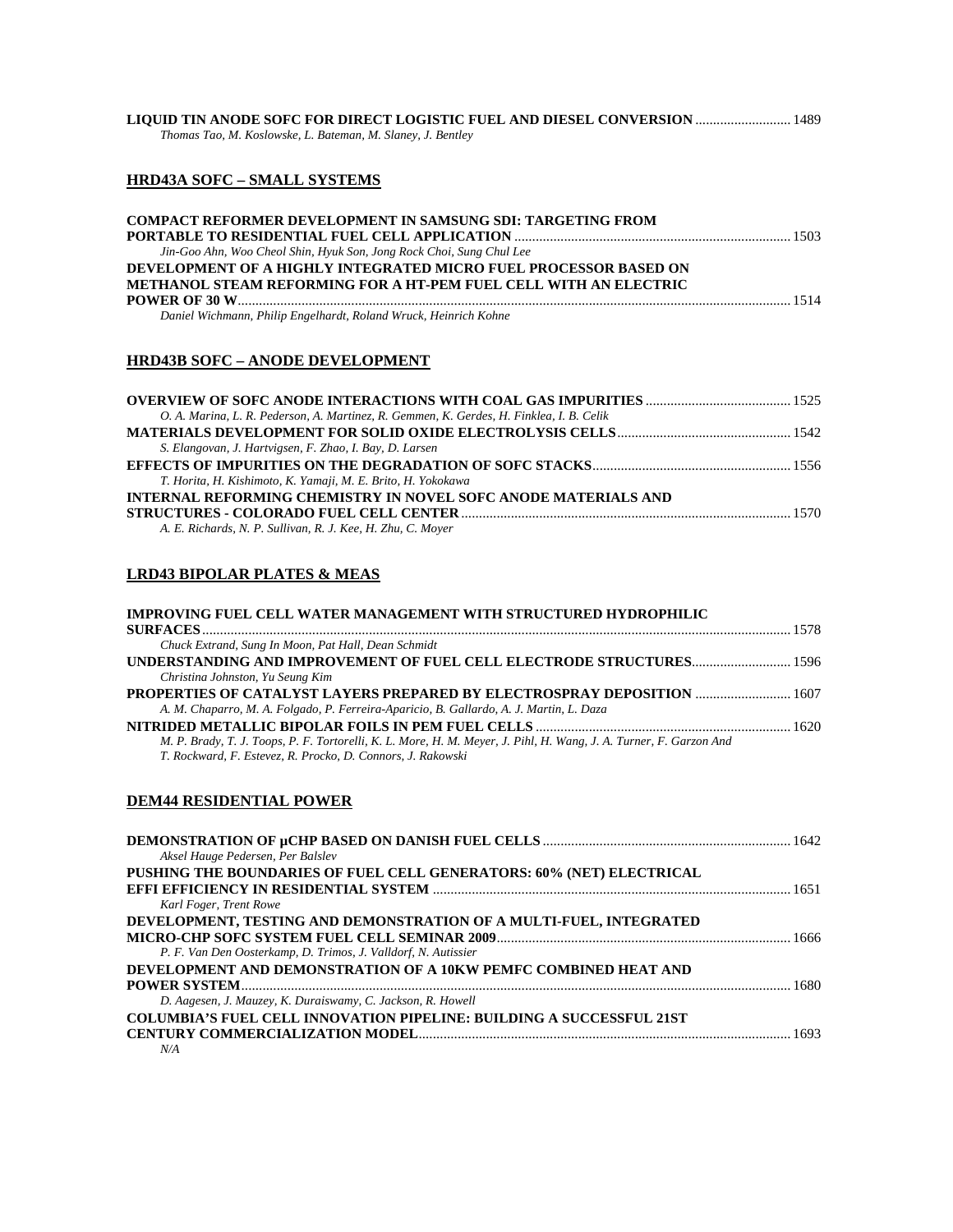**LIQUID TIN ANODE SOFC FOR DIRECT LOGISTIC FUEL AND DIESEL CONVERSION** ........................... 1489
*Thomas Tao, M. Koslowske, L. Bateman, M. Slaney, J. Bentley*

## HRD43A SOFC – SMALL SYSTEMS

**COMPACT REFORMER DEVELOPMENT IN SAMSUNG SDI: TARGETING FROM PORTABLE TO RESIDENTIAL FUEL CELL APPLICATION** ........................................................................... 1503
*Jin-Goo Ahn, Woo Cheol Shin, Hyuk Son, Jong Rock Choi, Sung Chul Lee*

**DEVELOPMENT OF A HIGHLY INTEGRATED MICRO FUEL PROCESSOR BASED ON METHANOL STEAM REFORMING FOR A HT-PEM FUEL CELL WITH AN ELECTRIC POWER OF 30 W** ........................................................................................................................................ 1514
*Daniel Wichmann, Philip Engelhardt, Roland Wruck, Heinrich Kohne*

## HRD43B SOFC – ANODE DEVELOPMENT

**OVERVIEW OF SOFC ANODE INTERACTIONS WITH COAL GAS IMPURITIES** ......................................... 1525
*O. A. Marina, L. R. Pederson, A. Martinez, R. Gemmen, K. Gerdes, H. Finklea, I. B. Celik*

**MATERIALS DEVELOPMENT FOR SOLID OXIDE ELECTROLYSIS CELLS** ................................................. 1542
*S. Elangovan, J. Hartvigsen, F. Zhao, I. Bay, D. Larsen*

**EFFECTS OF IMPURITIES ON THE DEGRADATION OF SOFC STACKS** ........................................................ 1556
*T. Horita, H. Kishimoto, K. Yamaji, M. E. Brito, H. Yokokawa*

**INTERNAL REFORMING CHEMISTRY IN NOVEL SOFC ANODE MATERIALS AND STRUCTURES - COLORADO FUEL CELL CENTER** .............................................................................................. 1570
*A. E. Richards, N. P. Sullivan, R. J. Kee, H. Zhu, C. Moyer*

## LRD43 BIPOLAR PLATES & MEAS

**IMPROVING FUEL CELL WATER MANAGEMENT WITH STRUCTURED HYDROPHILIC SURFACES** ................................................................................................................................................. 1578
*Chuck Extrand, Sung In Moon, Pat Hall, Dean Schmidt*

**UNDERSTANDING AND IMPROVEMENT OF FUEL CELL ELECTRODE STRUCTURES** ............................ 1596
*Christina Johnston, Yu Seung Kim*

**PROPERTIES OF CATALYST LAYERS PREPARED BY ELECTROSPRAY DEPOSITION** ........................... 1607
*A. M. Chaparro, M. A. Folgado, P. Ferreira-Aparicio, B. Gallardo, A. J. Martin, L. Daza*

**NITRIDED METALLIC BIPOLAR FOILS IN PEM FUEL CELLS** ........................................................................ 1620
*M. P. Brady, T. J. Toops, P. F. Tortorelli, K. L. More, H. M. Meyer, J. Pihl, H. Wang, J. A. Turner, F. Garzon And T. Rockward, F. Estevez, R. Procko, D. Connors, J. Rakowski*

## DEM44 RESIDENTIAL POWER

**DEMONSTRATION OF µCHP BASED ON DANISH FUEL CELLS** ..................................................................... 1642
*Aksel Hauge Pedersen, Per Balslev*

**PUSHING THE BOUNDARIES OF FUEL CELL GENERATORS: 60% (NET) ELECTRICAL EFFI EFFICIENCY IN RESIDENTIAL SYSTEM** .................................................................................................... 1651
*Karl Foger, Trent Rowe*

**DEVELOPMENT, TESTING AND DEMONSTRATION OF A MULTI-FUEL, INTEGRATED MICRO-CHP SOFC SYSTEM FUEL CELL SEMINAR 2009** .................................................................................. 1666
*P. F. Van Den Oosterkamp, D. Trimos, J. Valldorf, N. Autissier*

**DEVELOPMENT AND DEMONSTRATION OF A 10KW PEMFC COMBINED HEAT AND POWER SYSTEM** ......................................................................................................................................... 1680
*D. Aagesen, J. Mauzey, K. Duraiswamy, C. Jackson, R. Howell*

**COLUMBIA'S FUEL CELL INNOVATION PIPELINE: BUILDING A SUCCESSFUL 21ST CENTURY COMMERCIALIZATION MODEL** ........................................................................................................ 1693
*N/A*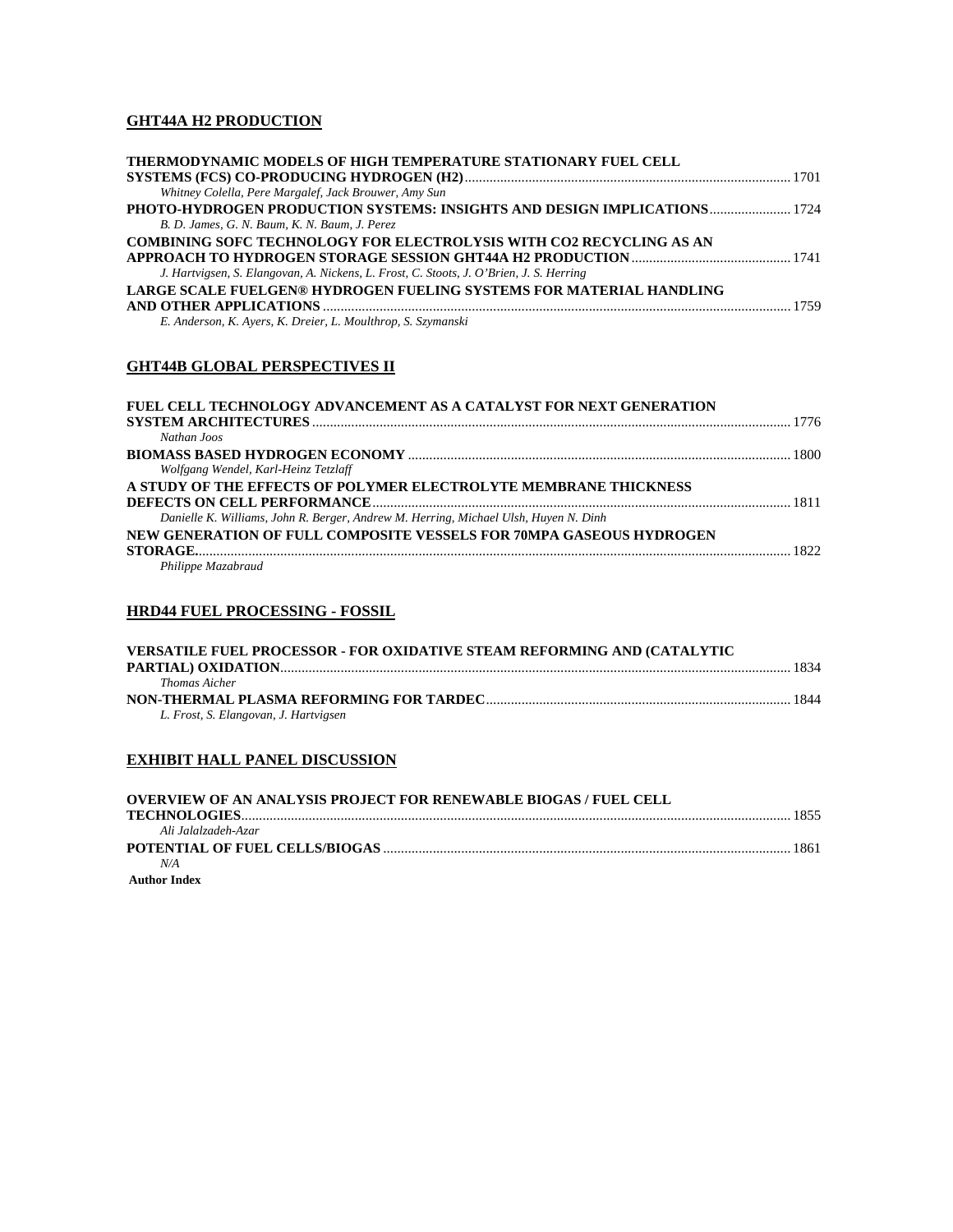## GHT44A H2 PRODUCTION

**THERMODYNAMIC MODELS OF HIGH TEMPERATURE STATIONARY FUEL CELL SYSTEMS (FCS) CO-PRODUCING HYDROGEN (H2)**........................................................................................... 1701
*Whitney Colella, Pere Margalef, Jack Brouwer, Amy Sun*

**PHOTO-HYDROGEN PRODUCTION SYSTEMS: INSIGHTS AND DESIGN IMPLICATIONS**....................... 1724
*B. D. James, G. N. Baum, K. N. Baum, J. Perez*

**COMBINING SOFC TECHNOLOGY FOR ELECTROLYSIS WITH CO2 RECYCLING AS AN APPROACH TO HYDROGEN STORAGE SESSION GHT44A H2 PRODUCTION**............................................ 1741
*J. Hartvigsen, S. Elangovan, A. Nickens, L. Frost, C. Stoots, J. O'Brien, J. S. Herring*

**LARGE SCALE FUELGEN® HYDROGEN FUELING SYSTEMS FOR MATERIAL HANDLING AND OTHER APPLICATIONS**.................................................................................................................................. 1759
*E. Anderson, K. Ayers, K. Dreier, L. Moulthrop, S. Szymanski*

## GHT44B GLOBAL PERSPECTIVES II

**FUEL CELL TECHNOLOGY ADVANCEMENT AS A CATALYST FOR NEXT GENERATION SYSTEM ARCHITECTURES**..................................................................................................................................... 1776
*Nathan Joos*

**BIOMASS BASED HYDROGEN ECONOMY**.......................................................................................................... 1800
*Wolfgang Wendel, Karl-Heinz Tetzlaff*

**A STUDY OF THE EFFECTS OF POLYMER ELECTROLYTE MEMBRANE THICKNESS DEFECTS ON CELL PERFORMANCE**.................................................................................................................... 1811
*Danielle K. Williams, John R. Berger, Andrew M. Herring, Michael Ulsh, Huyen N. Dinh*

**NEW GENERATION OF FULL COMPOSITE VESSELS FOR 70MPA GASEOUS HYDROGEN STORAGE.**.................................................................................................................................................... 1822
*Philippe Mazabraud*

## HRD44 FUEL PROCESSING - FOSSIL

**VERSATILE FUEL PROCESSOR - FOR OXIDATIVE STEAM REFORMING AND (CATALYTIC PARTIAL) OXIDATION**............................................................................................................................ 1834
*Thomas Aicher*

**NON-THERMAL PLASMA REFORMING FOR TARDEC**.................................................................................... 1844
*L. Frost, S. Elangovan, J. Hartvigsen*

## EXHIBIT HALL PANEL DISCUSSION

**OVERVIEW OF AN ANALYSIS PROJECT FOR RENEWABLE BIOGAS / FUEL CELL TECHNOLOGIES**........................................................................................................................................ 1855
*Ali Jalalzadeh-Azar*

**POTENTIAL OF FUEL CELLS/BIOGAS**................................................................................................................. 1861
*N/A*

**Author Index**